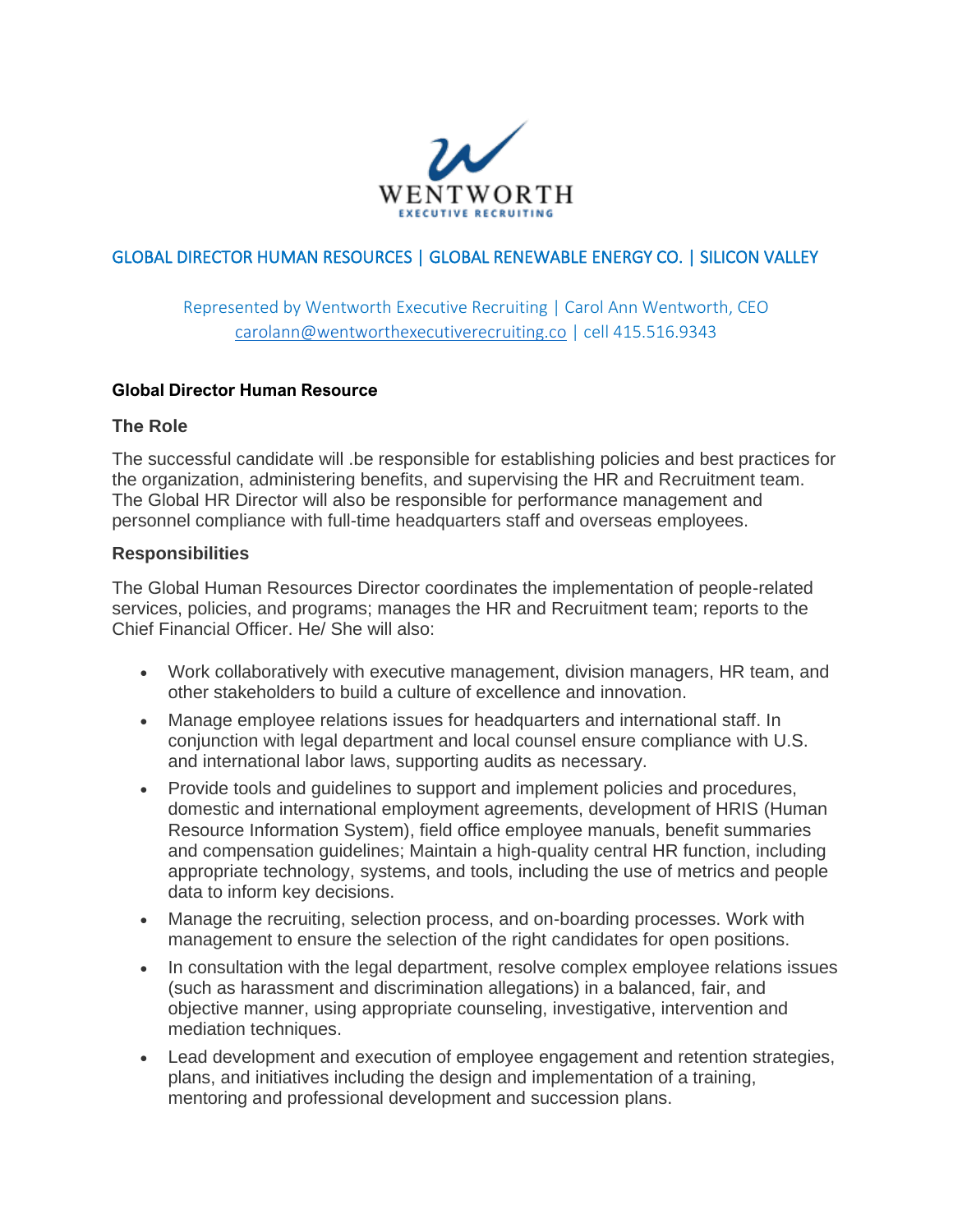WENTWORTH
EXECUTIVE RECRUITING

GLOBAL DIRECTOR HUMAN RESOURCES | GLOBAL RENEWABLE ENERGY CO. | SILICON VALLEY

Represented by Wentworth Executive Recruiting | Carol Ann Wentworth, CEO
carolann@wentworthexecutiverecruiting.co | cell 415.516.9343

**Global Director Human Resource**

### The Role

The successful candidate will .be responsible for establishing policies and best practices for the organization, administering benefits, and supervising the HR and Recruitment team. The Global HR Director will also be responsible for performance management and personnel compliance with full-time headquarters staff and overseas employees.

### Responsibilities

The Global Human Resources Director coordinates the implementation of people-related services, policies, and programs; manages the HR and Recruitment team; reports to the Chief Financial Officer. He/ She will also:

- Work collaboratively with executive management, division managers, HR team, and other stakeholders to build a culture of excellence and innovation.
- Manage employee relations issues for headquarters and international staff. In conjunction with legal department and local counsel ensure compliance with U.S. and international labor laws, supporting audits as necessary.
- Provide tools and guidelines to support and implement policies and procedures, domestic and international employment agreements, development of HRIS (Human Resource Information System), field office employee manuals, benefit summaries and compensation guidelines; Maintain a high-quality central HR function, including appropriate technology, systems, and tools, including the use of metrics and people data to inform key decisions.
- Manage the recruiting, selection process, and on-boarding processes. Work with management to ensure the selection of the right candidates for open positions.
- In consultation with the legal department, resolve complex employee relations issues (such as harassment and discrimination allegations) in a balanced, fair, and objective manner, using appropriate counseling, investigative, intervention and mediation techniques.
- Lead development and execution of employee engagement and retention strategies, plans, and initiatives including the design and implementation of a training, mentoring and professional development and succession plans.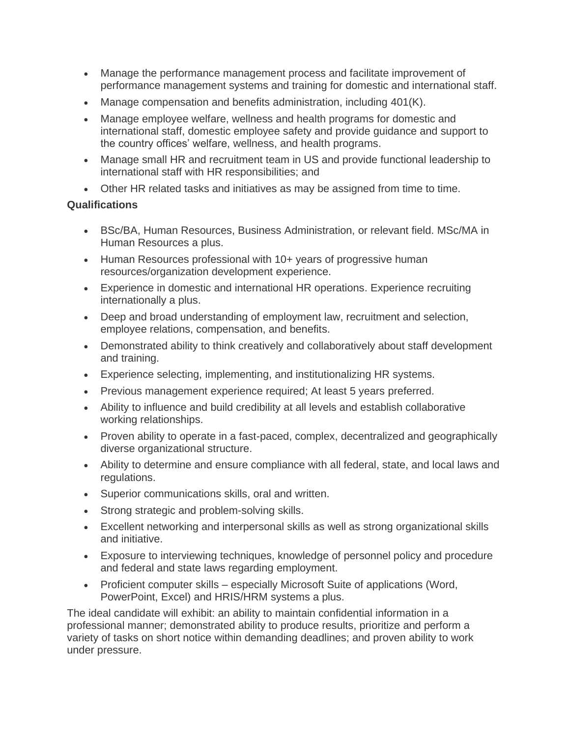- Manage the performance management process and facilitate improvement of performance management systems and training for domestic and international staff.
- Manage compensation and benefits administration, including 401(K).
- Manage employee welfare, wellness and health programs for domestic and international staff, domestic employee safety and provide guidance and support to the country offices' welfare, wellness, and health programs.
- Manage small HR and recruitment team in US and provide functional leadership to international staff with HR responsibilities; and
- Other HR related tasks and initiatives as may be assigned from time to time.

**Qualifications**

- BSc/BA, Human Resources, Business Administration, or relevant field. MSc/MA in Human Resources a plus.
- Human Resources professional with 10+ years of progressive human resources/organization development experience.
- Experience in domestic and international HR operations. Experience recruiting internationally a plus.
- Deep and broad understanding of employment law, recruitment and selection, employee relations, compensation, and benefits.
- Demonstrated ability to think creatively and collaboratively about staff development and training.
- Experience selecting, implementing, and institutionalizing HR systems.
- Previous management experience required; At least 5 years preferred.
- Ability to influence and build credibility at all levels and establish collaborative working relationships.
- Proven ability to operate in a fast-paced, complex, decentralized and geographically diverse organizational structure.
- Ability to determine and ensure compliance with all federal, state, and local laws and regulations.
- Superior communications skills, oral and written.
- Strong strategic and problem-solving skills.
- Excellent networking and interpersonal skills as well as strong organizational skills and initiative.
- Exposure to interviewing techniques, knowledge of personnel policy and procedure and federal and state laws regarding employment.
- Proficient computer skills – especially Microsoft Suite of applications (Word, PowerPoint, Excel) and HRIS/HRM systems a plus.

The ideal candidate will exhibit: an ability to maintain confidential information in a professional manner; demonstrated ability to produce results, prioritize and perform a variety of tasks on short notice within demanding deadlines; and proven ability to work under pressure.